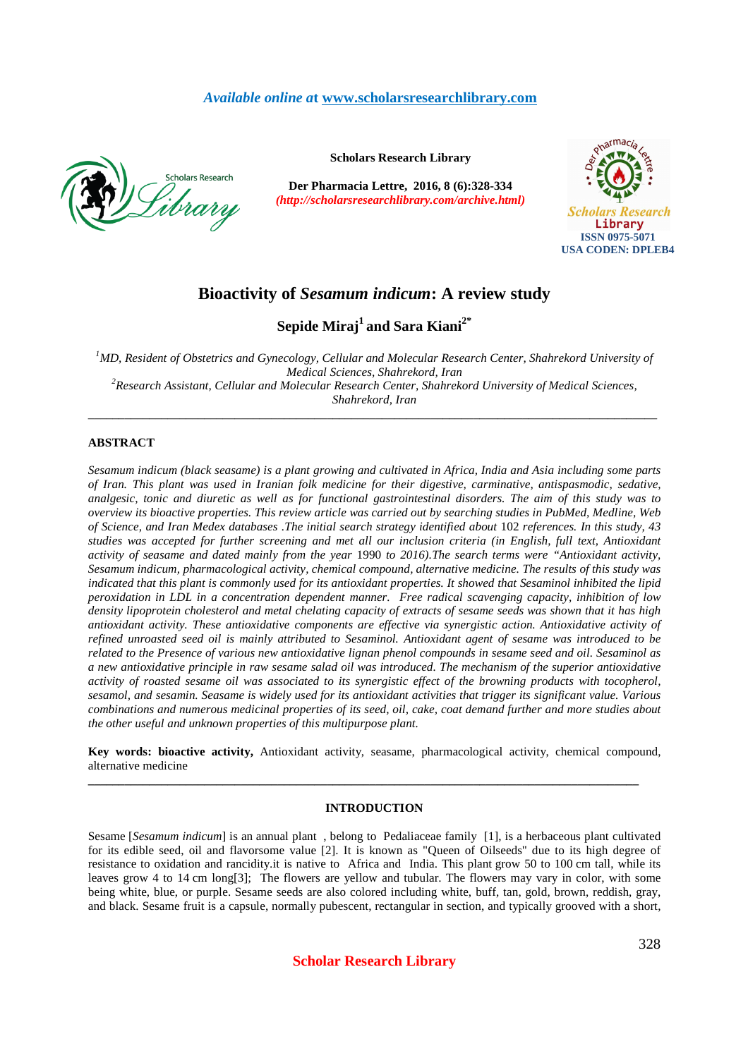# Bioactivity of *Sesamum indicum*: A review study

**Sepide Miraj[1] and Sara Kiani[2*]**

[1]*MD, Resident of Obstetrics and Gynecology, Cellular and Molecular Research Center, Shahrekord University of Medical Sciences, Shahrekord, Iran*
[2]*Research Assistant, Cellular and Molecular Research Center, Shahrekord University of Medical Sciences, Shahrekord, Iran*

---

## ABSTRACT

*Sesamum indicum (black seasame) is a plant growing and cultivated in Africa, India and Asia including some parts of Iran. This plant was used in Iranian folk medicine for their digestive, carminative, antispasmodic, sedative, analgesic, tonic and diuretic as well as for functional gastrointestinal disorders. The aim of this study was to overview its bioactive properties. This review article was carried out by searching studies in PubMed, Medline, Web of Science, and Iran Medex databases .The initial search strategy identified about* 102 *references. In this study, 43 studies was accepted for further screening and met all our inclusion criteria (in English, full text, Antioxidant activity of seasame and dated mainly from the year* 1990 *to 2016).The search terms were "Antioxidant activity, Sesamum indicum, pharmacological activity, chemical compound, alternative medicine. The results of this study was indicated that this plant is commonly used for its antioxidant properties. It showed that Sesaminol inhibited the lipid peroxidation in LDL in a concentration dependent manner. Free radical scavenging capacity, inhibition of low density lipoprotein cholesterol and metal chelating capacity of extracts of sesame seeds was shown that it has high antioxidant activity. These antioxidative components are effective via synergistic action. Antioxidative activity of refined unroasted seed oil is mainly attributed to Sesaminol. Antioxidant agent of sesame was introduced to be related to the Presence of various new antioxidative lignan phenol compounds in sesame seed and oil. Sesaminol as a new antioxidative principle in raw sesame salad oil was introduced. The mechanism of the superior antioxidative activity of roasted sesame oil was associated to its synergistic effect of the browning products with tocopherol, sesamol, and sesamin. Seasame is widely used for its antioxidant activities that trigger its significant value. Various combinations and numerous medicinal properties of its seed, oil, cake, coat demand further and more studies about the other useful and unknown properties of this multipurpose plant.*

**Key words: bioactive activity,** Antioxidant activity, seasame, pharmacological activity, chemical compound, alternative medicine

---

## INTRODUCTION

Sesame [*Sesamum indicum*] is an annual plant , belong to Pedaliaceae family [1], is a herbaceous plant cultivated for its edible seed, oil and flavorsome value [2]. It is known as "Queen of Oilseeds" due to its high degree of resistance to oxidation and rancidity.it is native to Africa and India. This plant grow 50 to 100 cm tall, while its leaves grow 4 to 14 cm long[3]; The flowers are yellow and tubular. The flowers may vary in color, with some being white, blue, or purple. Sesame seeds are also colored including white, buff, tan, gold, brown, reddish, gray, and black. Sesame fruit is a capsule, normally pubescent, rectangular in section, and typically grooved with a short,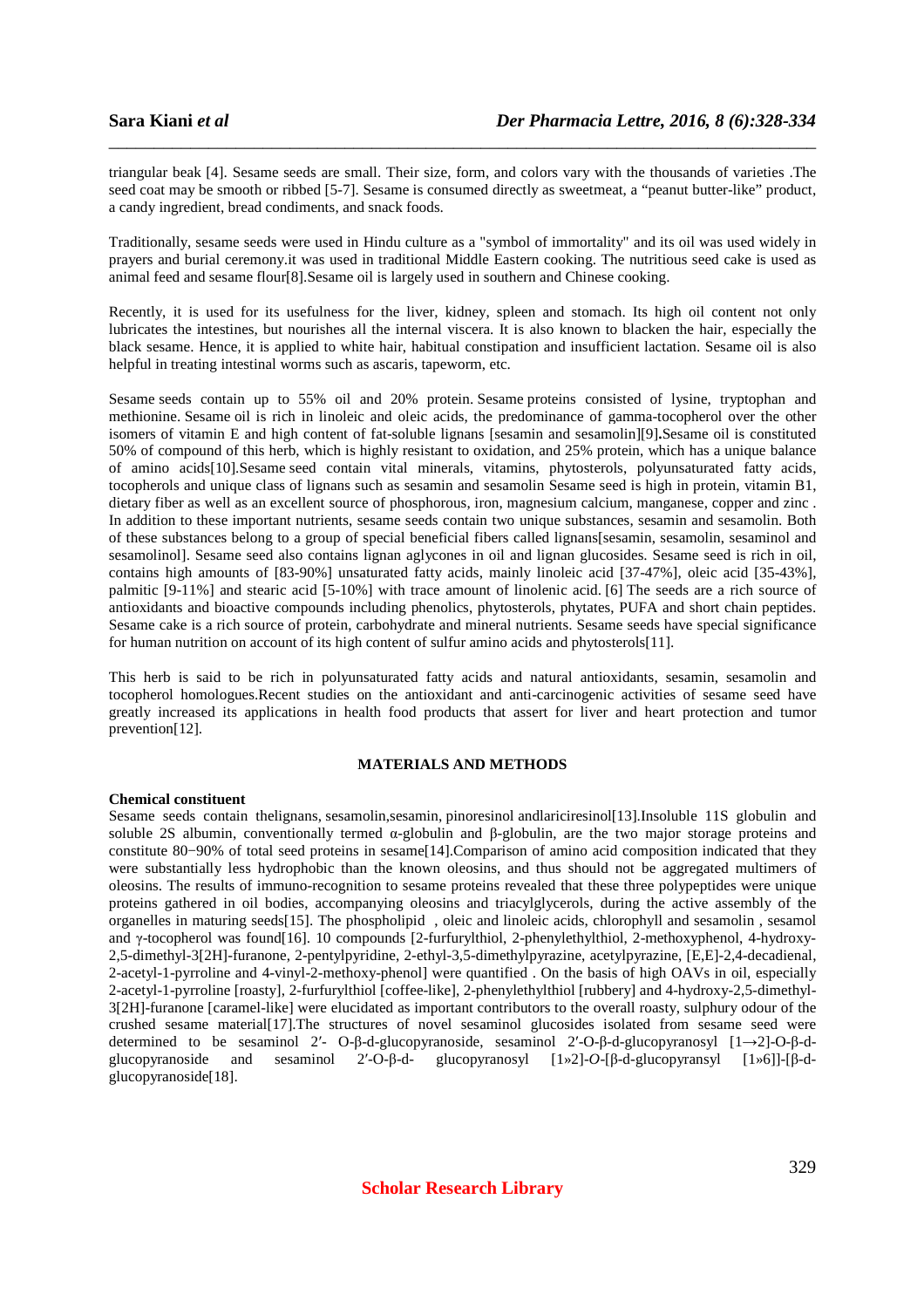triangular beak [4]. Sesame seeds are small. Their size, form, and colors vary with the thousands of varieties .The seed coat may be smooth or ribbed [5-7]. Sesame is consumed directly as sweetmeat, a "peanut butter-like" product, a candy ingredient, bread condiments, and snack foods.

Traditionally, sesame seeds were used in Hindu culture as a "symbol of immortality" and its oil was used widely in prayers and burial ceremony.it was used in traditional Middle Eastern cooking. The nutritious seed cake is used as animal feed and sesame flour[8].Sesame oil is largely used in southern and Chinese cooking.

Recently, it is used for its usefulness for the liver, kidney, spleen and stomach. Its high oil content not only lubricates the intestines, but nourishes all the internal viscera. It is also known to blacken the hair, especially the black sesame. Hence, it is applied to white hair, habitual constipation and insufficient lactation. Sesame oil is also helpful in treating intestinal worms such as ascaris, tapeworm, etc.

Sesame seeds contain up to 55% oil and 20% protein. Sesame proteins consisted of lysine, tryptophan and methionine. Sesame oil is rich in linoleic and oleic acids, the predominance of gamma-tocopherol over the other isomers of vitamin E and high content of fat-soluble lignans [sesamin and sesamolin][9]**.**Sesame oil is constituted 50% of compound of this herb, which is highly resistant to oxidation, and 25% protein, which has a unique balance of amino acids[10].Sesame seed contain vital minerals, vitamins, phytosterols, polyunsaturated fatty acids, tocopherols and unique class of lignans such as sesamin and sesamolin Sesame seed is high in protein, vitamin B1, dietary fiber as well as an excellent source of phosphorous, iron, magnesium calcium, manganese, copper and zinc . In addition to these important nutrients, sesame seeds contain two unique substances, sesamin and sesamolin. Both of these substances belong to a group of special beneficial fibers called lignans[sesamin, sesamolin, sesaminol and sesamolinol]. Sesame seed also contains lignan aglycones in oil and lignan glucosides. Sesame seed is rich in oil, contains high amounts of [83-90%] unsaturated fatty acids, mainly linoleic acid [37-47%], oleic acid [35-43%], palmitic [9-11%] and stearic acid [5-10%] with trace amount of linolenic acid. [6] The seeds are a rich source of antioxidants and bioactive compounds including phenolics, phytosterols, phytates, PUFA and short chain peptides. Sesame cake is a rich source of protein, carbohydrate and mineral nutrients. Sesame seeds have special significance for human nutrition on account of its high content of sulfur amino acids and phytosterols[11].

This herb is said to be rich in polyunsaturated fatty acids and natural antioxidants, sesamin, sesamolin and tocopherol homologues.Recent studies on the antioxidant and anti-carcinogenic activities of sesame seed have greatly increased its applications in health food products that assert for liver and heart protection and tumor prevention[12].

## MATERIALS AND METHODS

### Chemical constituent

Sesame seeds contain thelignans, sesamolin,sesamin, pinoresinol andlariciresinol[13].Insoluble 11S globulin and soluble 2S albumin, conventionally termed α-globulin and β-globulin, are the two major storage proteins and constitute 80−90% of total seed proteins in sesame[14].Comparison of amino acid composition indicated that they were substantially less hydrophobic than the known oleosins, and thus should not be aggregated multimers of oleosins. The results of immuno-recognition to sesame proteins revealed that these three polypeptides were unique proteins gathered in oil bodies, accompanying oleosins and triacylglycerols, during the active assembly of the organelles in maturing seeds[15]. The phospholipid , oleic and linoleic acids, chlorophyll and sesamolin , sesamol and γ-tocopherol was found[16]. 10 compounds [2-furfurylthiol, 2-phenylethylthiol, 2-methoxyphenol, 4-hydroxy-2,5-dimethyl-3[2H]-furanone, 2-pentylpyridine, 2-ethyl-3,5-dimethylpyrazine, acetylpyrazine, [E,E]-2,4-decadienal, 2-acetyl-1-pyrroline and 4-vinyl-2-methoxy-phenol] were quantified . On the basis of high OAVs in oil, especially 2-acetyl-1-pyrroline [roasty], 2-furfurylthiol [coffee-like], 2-phenylethylthiol [rubbery] and 4-hydroxy-2,5-dimethyl-3[2H]-furanone [caramel-like] were elucidated as important contributors to the overall roasty, sulphury odour of the crushed sesame material[17].The structures of novel sesaminol glucosides isolated from sesame seed were determined to be sesaminol 2′- O-β-d-glucopyranoside, sesaminol 2′-O-β-d-glucopyranosyl [1→2]-O-β-d-glucopyranoside and sesaminol 2′-O-β-d- glucopyranosyl [1»2]-*O*-[β-d-glucopyransyl [1»6]]-[β-d-glucopyranoside[18].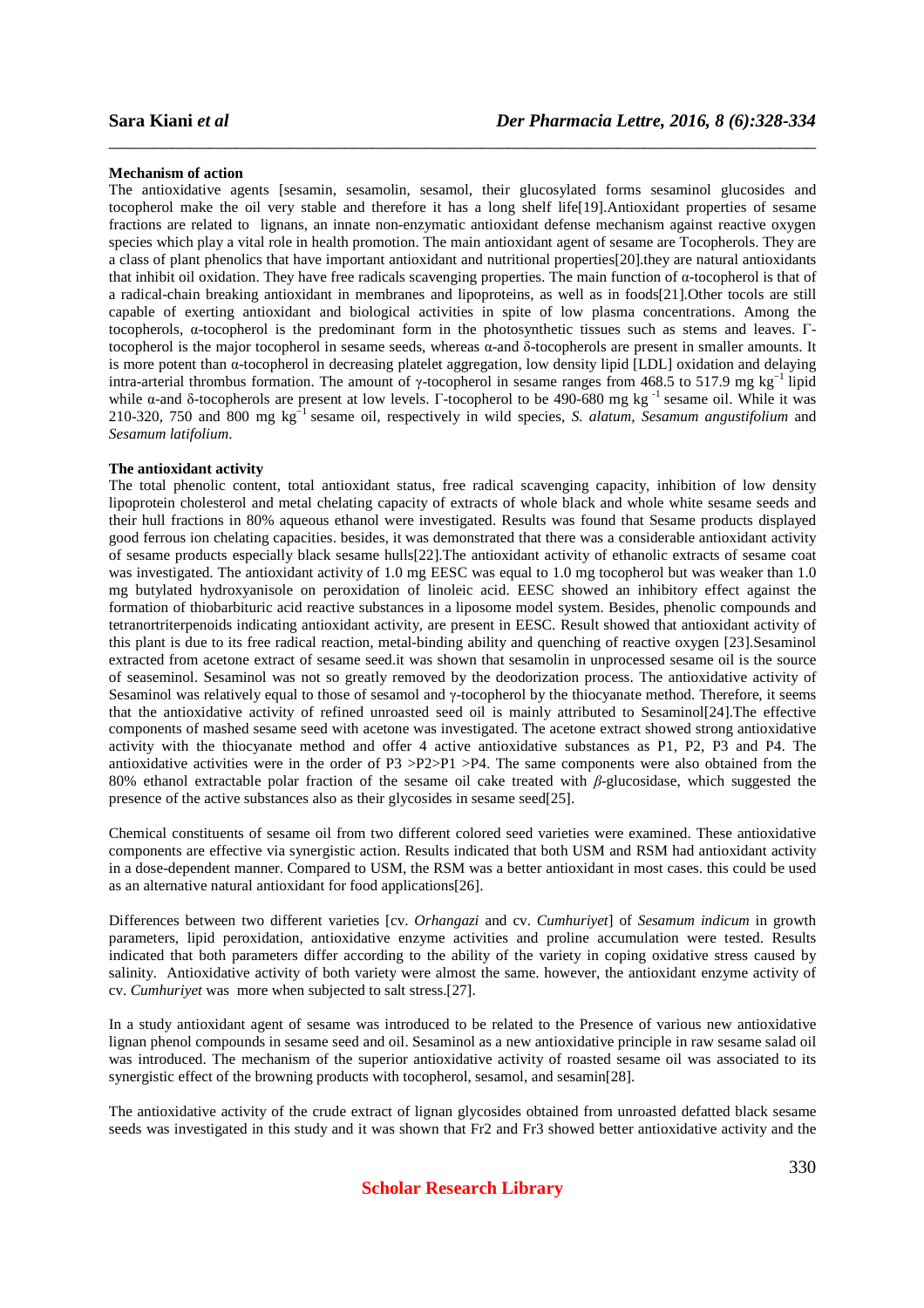**Mechanism of action**

The antioxidative agents [sesamin, sesamolin, sesamol, their glucosylated forms sesaminol glucosides and tocopherol make the oil very stable and therefore it has a long shelf life[19].Antioxidant properties of sesame fractions are related to lignans, an innate non-enzymatic antioxidant defense mechanism against reactive oxygen species which play a vital role in health promotion. The main antioxidant agent of sesame are Tocopherols. They are a class of plant phenolics that have important antioxidant and nutritional properties[20].they are natural antioxidants that inhibit oil oxidation. They have free radicals scavenging properties. The main function of α-tocopherol is that of a radical-chain breaking antioxidant in membranes and lipoproteins, as well as in foods[21].Other tocols are still capable of exerting antioxidant and biological activities in spite of low plasma concentrations. Among the tocopherols, α-tocopherol is the predominant form in the photosynthetic tissues such as stems and leaves. Γ-tocopherol is the major tocopherol in sesame seeds, whereas α-and δ-tocopherols are present in smaller amounts. It is more potent than α-tocopherol in decreasing platelet aggregation, low density lipid [LDL] oxidation and delaying intra-arterial thrombus formation. The amount of γ-tocopherol in sesame ranges from 468.5 to 517.9 mg $kg^{-1}$ lipid while α-and δ-tocopherols are present at low levels. Γ-tocopherol to be 490-680 mg $kg^{-1}$ sesame oil. While it was 210-320, 750 and 800 mg $kg^{-1}$ sesame oil, respectively in wild species, *S. alatum, Sesamum angustifolium* and *Sesamum latifolium*.

**The antioxidant activity**

The total phenolic content, total antioxidant status, free radical scavenging capacity, inhibition of low density lipoprotein cholesterol and metal chelating capacity of extracts of whole black and whole white sesame seeds and their hull fractions in 80% aqueous ethanol were investigated. Results was found that Sesame products displayed good ferrous ion chelating capacities. besides, it was demonstrated that there was a considerable antioxidant activity of sesame products especially black sesame hulls[22].The antioxidant activity of ethanolic extracts of sesame coat was investigated. The antioxidant activity of 1.0 mg EESC was equal to 1.0 mg tocopherol but was weaker than 1.0 mg butylated hydroxyanisole on peroxidation of linoleic acid. EESC showed an inhibitory effect against the formation of thiobarbituric acid reactive substances in a liposome model system. Besides, phenolic compounds and tetranortriterpenoids indicating antioxidant activity, are present in EESC. Result showed that antioxidant activity of this plant is due to its free radical reaction, metal-binding ability and quenching of reactive oxygen [23].Sesaminol extracted from acetone extract of sesame seed.it was shown that sesamolin in unprocessed sesame oil is the source of seaseminol. Sesaminol was not so greatly removed by the deodorization process. The antioxidative activity of Sesaminol was relatively equal to those of sesamol and γ-tocopherol by the thiocyanate method. Therefore, it seems that the antioxidative activity of refined unroasted seed oil is mainly attributed to Sesaminol[24].The effective components of mashed sesame seed with acetone was investigated. The acetone extract showed strong antioxidative activity with the thiocyanate method and offer 4 active antioxidative substances as P1, P2, P3 and P4. The antioxidative activities were in the order of P3 >P2>P1 >P4. The same components were also obtained from the 80% ethanol extractable polar fraction of the sesame oil cake treated with *β*-glucosidase, which suggested the presence of the active substances also as their glycosides in sesame seed[25].

Chemical constituents of sesame oil from two different colored seed varieties were examined. These antioxidative components are effective via synergistic action. Results indicated that both USM and RSM had antioxidant activity in a dose-dependent manner. Compared to USM, the RSM was a better antioxidant in most cases. this could be used as an alternative natural antioxidant for food applications[26].

Differences between two different varieties [cv. *Orhangazi* and cv. *Cumhuriyet*] of *Sesamum indicum* in growth parameters, lipid peroxidation, antioxidative enzyme activities and proline accumulation were tested. Results indicated that both parameters differ according to the ability of the variety in coping oxidative stress caused by salinity. Antioxidative activity of both variety were almost the same. however, the antioxidant enzyme activity of cv. *Cumhuriyet* was more when subjected to salt stress.[27].

In a study antioxidant agent of sesame was introduced to be related to the Presence of various new antioxidative lignan phenol compounds in sesame seed and oil. Sesaminol as a new antioxidative principle in raw sesame salad oil was introduced. The mechanism of the superior antioxidative activity of roasted sesame oil was associated to its synergistic effect of the browning products with tocopherol, sesamol, and sesamin[28].

The antioxidative activity of the crude extract of lignan glycosides obtained from unroasted defatted black sesame seeds was investigated in this study and it was shown that Fr2 and Fr3 showed better antioxidative activity and the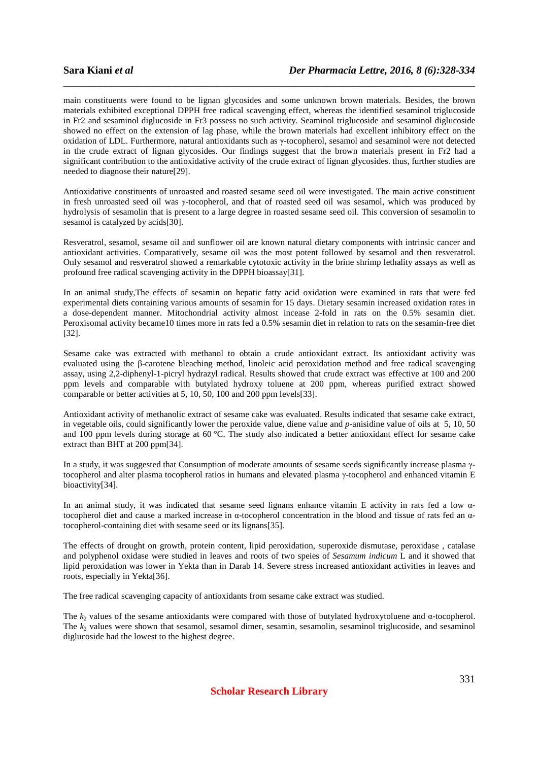main constituents were found to be lignan glycosides and some unknown brown materials. Besides, the brown materials exhibited exceptional DPPH free radical scavenging effect, whereas the identified sesaminol triglucoside in Fr2 and sesaminol diglucoside in Fr3 possess no such activity. Seaminol triglucoside and sesaminol diglucoside showed no effect on the extension of lag phase, while the brown materials had excellent inhibitory effect on the oxidation of LDL. Furthermore, natural antioxidants such as γ-tocopherol, sesamol and sesaminol were not detected in the crude extract of lignan glycosides. Our findings suggest that the brown materials present in Fr2 had a significant contribution to the antioxidative activity of the crude extract of lignan glycosides. thus, further studies are needed to diagnose their nature[29].

Antioxidative constituents of unroasted and roasted sesame seed oil were investigated. The main active constituent in fresh unroasted seed oil was *γ*-tocopherol, and that of roasted seed oil was sesamol, which was produced by hydrolysis of sesamolin that is present to a large degree in roasted sesame seed oil. This conversion of sesamolin to sesamol is catalyzed by acids[30].

Resveratrol, sesamol, sesame oil and sunflower oil are known natural dietary components with intrinsic cancer and antioxidant activities. Comparatively, sesame oil was the most potent followed by sesamol and then resveratrol. Only sesamol and resveratrol showed a remarkable cytotoxic activity in the brine shrimp lethality assays as well as profound free radical scavenging activity in the DPPH bioassay[31].

In an animal study,The effects of sesamin on hepatic fatty acid oxidation were examined in rats that were fed experimental diets containing various amounts of sesamin for 15 days. Dietary sesamin increased oxidation rates in a dose-dependent manner. Mitochondrial activity almost incease 2-fold in rats on the 0.5% sesamin diet. Peroxisomal activity became10 times more in rats fed a 0.5% sesamin diet in relation to rats on the sesamin-free diet [32].

Sesame cake was extracted with methanol to obtain a crude antioxidant extract. Its antioxidant activity was evaluated using the β-carotene bleaching method, linoleic acid peroxidation method and free radical scavenging assay, using 2,2-diphenyl-1-picryl hydrazyl radical. Results showed that crude extract was effective at 100 and 200 ppm levels and comparable with butylated hydroxy toluene at 200 ppm, whereas purified extract showed comparable or better activities at 5, 10, 50, 100 and 200 ppm levels[33].

Antioxidant activity of methanolic extract of sesame cake was evaluated. Results indicated that sesame cake extract, in vegetable oils, could significantly lower the peroxide value, diene value and *p*-anisidine value of oils at 5, 10, 50 and 100 ppm levels during storage at 60 °C. The study also indicated a better antioxidant effect for sesame cake extract than BHT at 200 ppm[34].

In a study, it was suggested that Consumption of moderate amounts of sesame seeds significantly increase plasma γ-tocopherol and alter plasma tocopherol ratios in humans and elevated plasma γ-tocopherol and enhanced vitamin E bioactivity[34].

In an animal study, it was indicated that sesame seed lignans enhance vitamin E activity in rats fed a low α-tocopherol diet and cause a marked increase in α-tocopherol concentration in the blood and tissue of rats fed an α-tocopherol-containing diet with sesame seed or its lignans[35].

The effects of drought on growth, protein content, lipid peroxidation, superoxide dismutase, peroxidase , catalase and polyphenol oxidase were studied in leaves and roots of two speies of *Sesamum indicum* L and it showed that lipid peroxidation was lower in Yekta than in Darab 14. Severe stress increased antioxidant activities in leaves and roots, especially in Yekta[36].

The free radical scavenging capacity of antioxidants from sesame cake extract was studied.

The $k_2$ values of the sesame antioxidants were compared with those of butylated hydroxytoluene and α-tocopherol. The $k_2$ values were shown that sesamol, sesamol dimer, sesamin, sesamolin, sesaminol triglucoside, and sesaminol diglucoside had the lowest to the highest degree.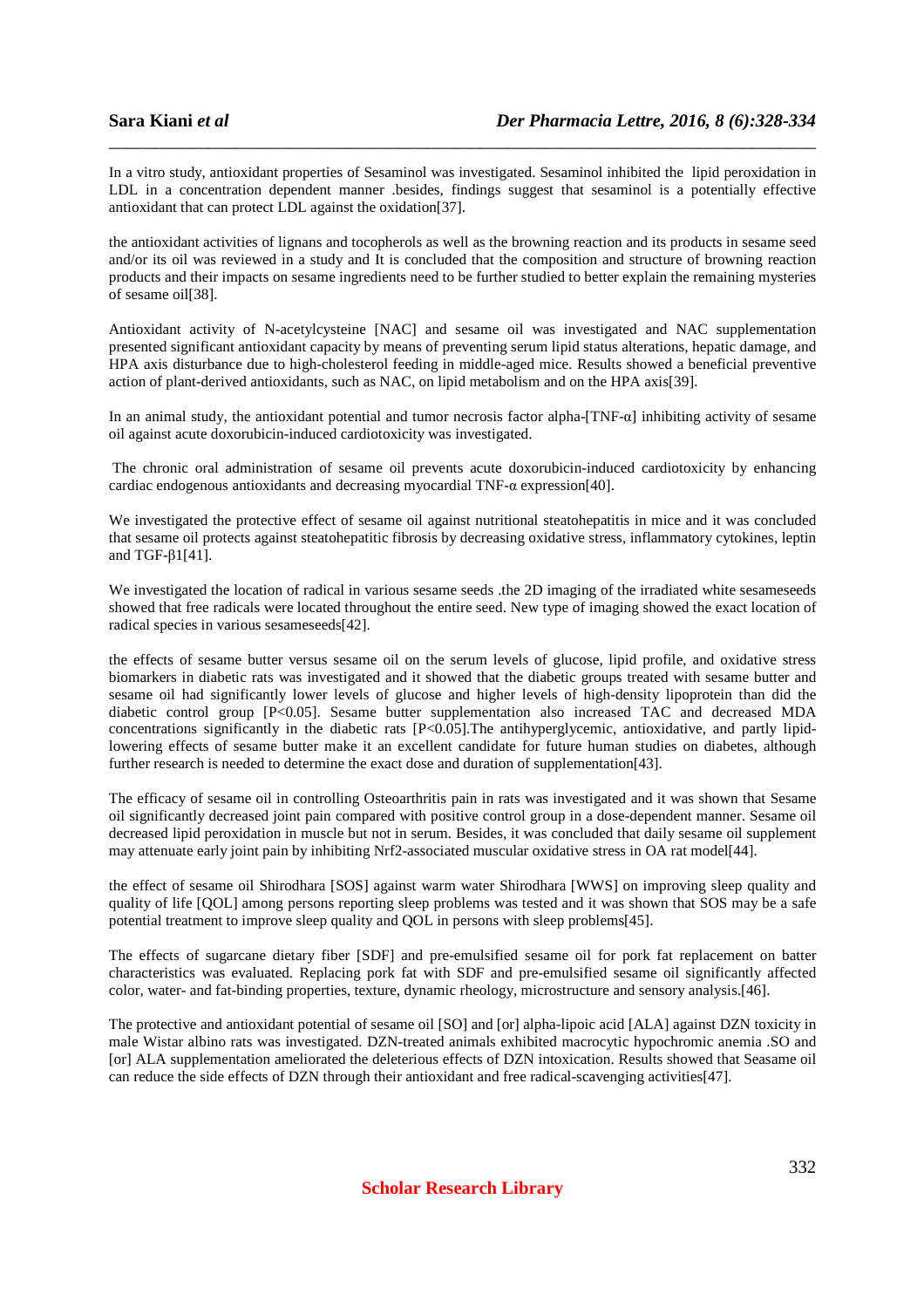In a vitro study, antioxidant properties of Sesaminol was investigated. Sesaminol inhibited the lipid peroxidation in LDL in a concentration dependent manner .besides, findings suggest that sesaminol is a potentially effective antioxidant that can protect LDL against the oxidation[37].

the antioxidant activities of lignans and tocopherols as well as the browning reaction and its products in sesame seed and/or its oil was reviewed in a study and It is concluded that the composition and structure of browning reaction products and their impacts on sesame ingredients need to be further studied to better explain the remaining mysteries of sesame oil[38].

Antioxidant activity of N-acetylcysteine [NAC] and sesame oil was investigated and NAC supplementation presented significant antioxidant capacity by means of preventing serum lipid status alterations, hepatic damage, and HPA axis disturbance due to high-cholesterol feeding in middle-aged mice. Results showed a beneficial preventive action of plant-derived antioxidants, such as NAC, on lipid metabolism and on the HPA axis[39].

In an animal study, the antioxidant potential and tumor necrosis factor alpha-[TNF-α] inhibiting activity of sesame oil against acute doxorubicin-induced cardiotoxicity was investigated.

The chronic oral administration of sesame oil prevents acute doxorubicin-induced cardiotoxicity by enhancing cardiac endogenous antioxidants and decreasing myocardial TNF-α expression[40].

We investigated the protective effect of sesame oil against nutritional steatohepatitis in mice and it was concluded that sesame oil protects against steatohepatitic fibrosis by decreasing oxidative stress, inflammatory cytokines, leptin and TGF-β1[41].

We investigated the location of radical in various sesame seeds .the 2D imaging of the irradiated white sesameseeds showed that free radicals were located throughout the entire seed. New type of imaging showed the exact location of radical species in various sesameseeds[42].

the effects of sesame butter versus sesame oil on the serum levels of glucose, lipid profile, and oxidative stress biomarkers in diabetic rats was investigated and it showed that the diabetic groups treated with sesame butter and sesame oil had significantly lower levels of glucose and higher levels of high-density lipoprotein than did the diabetic control group [$P<0.05$]. Sesame butter supplementation also increased TAC and decreased MDA concentrations significantly in the diabetic rats [$P<0.05$].The antihyperglycemic, antioxidative, and partly lipid-lowering effects of sesame butter make it an excellent candidate for future human studies on diabetes, although further research is needed to determine the exact dose and duration of supplementation[43].

The efficacy of sesame oil in controlling Osteoarthritis pain in rats was investigated and it was shown that Sesame oil significantly decreased joint pain compared with positive control group in a dose-dependent manner. Sesame oil decreased lipid peroxidation in muscle but not in serum. Besides, it was concluded that daily sesame oil supplement may attenuate early joint pain by inhibiting Nrf2-associated muscular oxidative stress in OA rat model[44].

the effect of sesame oil Shirodhara [SOS] against warm water Shirodhara [WWS] on improving sleep quality and quality of life [QOL] among persons reporting sleep problems was tested and it was shown that SOS may be a safe potential treatment to improve sleep quality and QOL in persons with sleep problems[45].

The effects of sugarcane dietary fiber [SDF] and pre-emulsified sesame oil for pork fat replacement on batter characteristics was evaluated. Replacing pork fat with SDF and pre-emulsified sesame oil significantly affected color, water- and fat-binding properties, texture, dynamic rheology, microstructure and sensory analysis.[46].

The protective and antioxidant potential of sesame oil [SO] and [or] alpha-lipoic acid [ALA] against DZN toxicity in male Wistar albino rats was investigated. DZN-treated animals exhibited macrocytic hypochromic anemia .SO and [or] ALA supplementation ameliorated the deleterious effects of DZN intoxication. Results showed that Seasame oil can reduce the side effects of DZN through their antioxidant and free radical-scavenging activities[47].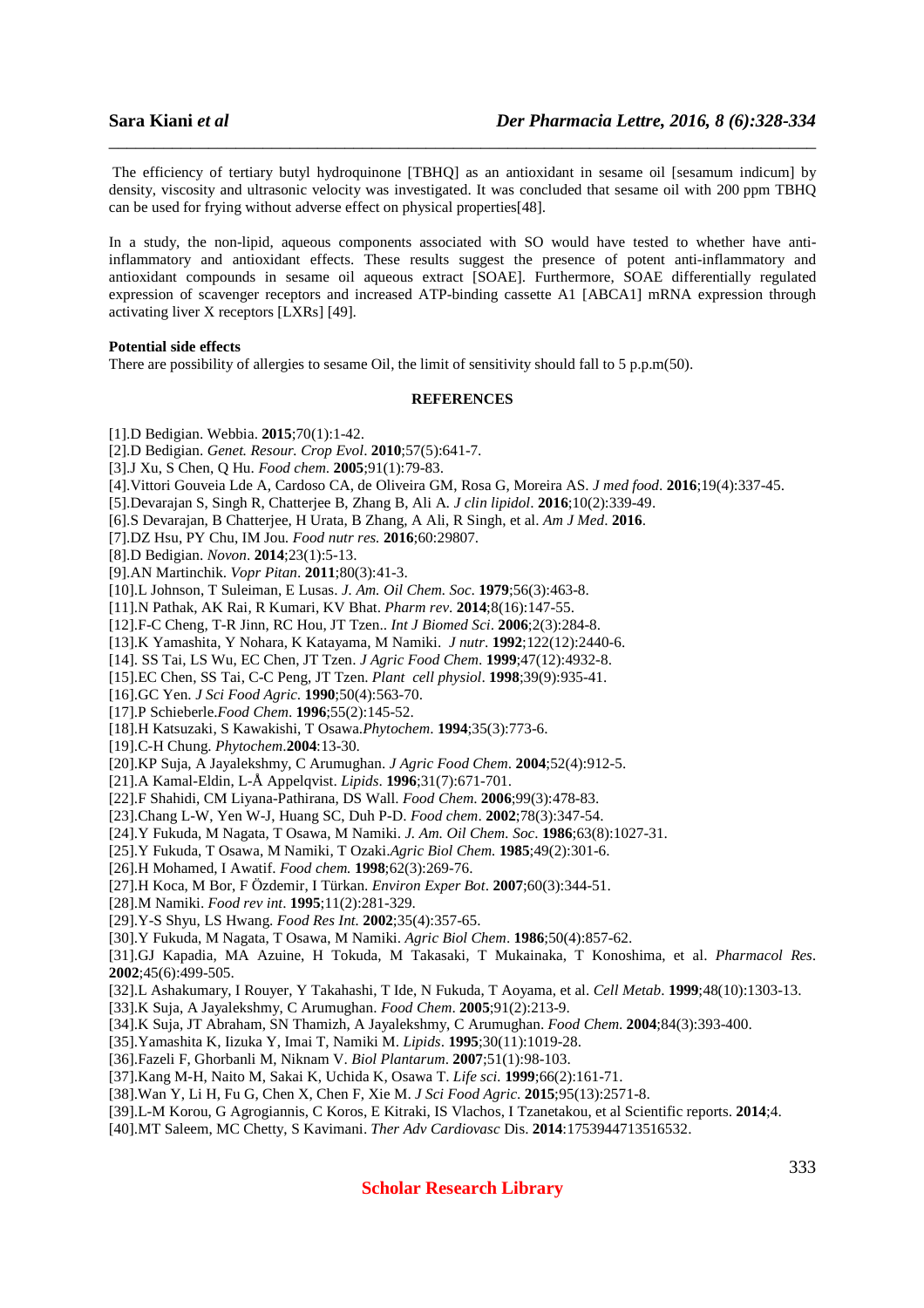The efficiency of tertiary butyl hydroquinone [TBHQ] as an antioxidant in sesame oil [sesamum indicum] by density, viscosity and ultrasonic velocity was investigated. It was concluded that sesame oil with 200 ppm TBHQ can be used for frying without adverse effect on physical properties[48].

In a study, the non-lipid, aqueous components associated with SO would have tested to whether have anti-inflammatory and antioxidant effects. These results suggest the presence of potent anti-inflammatory and antioxidant compounds in sesame oil aqueous extract [SOAE]. Furthermore, SOAE differentially regulated expression of scavenger receptors and increased ATP-binding cassette A1 [ABCA1] mRNA expression through activating liver X receptors [LXRs] [49].

**Potential side effects**

There are possibility of allergies to sesame Oil, the limit of sensitivity should fall to 5 p.p.m(50).

## REFERENCES

[1].D Bedigian. Webbia. **2015**;70(1):1-42.
[2].D Bedigian. *Genet. Resour. Crop Evol*. **2010**;57(5):641-7.
[3].J Xu, S Chen, Q Hu. *Food chem*. **2005**;91(1):79-83.
[4].Vittori Gouveia Lde A, Cardoso CA, de Oliveira GM, Rosa G, Moreira AS. *J med food*. **2016**;19(4):337-45.
[5].Devarajan S, Singh R, Chatterjee B, Zhang B, Ali A. *J clin lipidol*. **2016**;10(2):339-49.
[6].S Devarajan, B Chatterjee, H Urata, B Zhang, A Ali, R Singh, et al. *Am J Med*. **2016**.
[7].DZ Hsu, PY Chu, IM Jou. *Food nutr res*. **2016**;60:29807.
[8].D Bedigian. *Novon*. **2014**;23(1):5-13.
[9].AN Martinchik. *Vopr Pitan*. **2011**;80(3):41-3.
[10].L Johnson, T Suleiman, E Lusas. *J. Am. Oil Chem. Soc*. **1979**;56(3):463-8.
[11].N Pathak, AK Rai, R Kumari, KV Bhat. *Pharm rev*. **2014**;8(16):147-55.
[12].F-C Cheng, T-R Jinn, RC Hou, JT Tzen.. *Int J Biomed Sci*. **2006**;2(3):284-8.
[13].K Yamashita, Y Nohara, K Katayama, M Namiki. *J nutr*. **1992**;122(12):2440-6.
[14]. SS Tai, LS Wu, EC Chen, JT Tzen. *J Agric Food Chem*. **1999**;47(12):4932-8.
[15].EC Chen, SS Tai, C-C Peng, JT Tzen. *Plant cell physiol*. **1998**;39(9):935-41.
[16].GC Yen. *J Sci Food Agric*. **1990**;50(4):563-70.
[17].P Schieberle.*Food Chem*. **1996**;55(2):145-52.
[18].H Katsuzaki, S Kawakishi, T Osawa.*Phytochem*. **1994**;35(3):773-6.
[19].C-H Chung. *Phytochem*.**2004**:13-30.
[20].KP Suja, A Jayalekshmy, C Arumughan. *J Agric Food Chem*. **2004**;52(4):912-5.
[21].A Kamal-Eldin, L-Å Appelqvist. *Lipids*. **1996**;31(7):671-701.
[22].F Shahidi, CM Liyana-Pathirana, DS Wall. *Food Chem*. **2006**;99(3):478-83.
[23].Chang L-W, Yen W-J, Huang SC, Duh P-D. *Food chem*. **2002**;78(3):347-54.
[24].Y Fukuda, M Nagata, T Osawa, M Namiki. *J. Am. Oil Chem. Soc*. **1986**;63(8):1027-31.
[25].Y Fukuda, T Osawa, M Namiki, T Ozaki.*Agric Biol Chem*. **1985**;49(2):301-6.
[26].H Mohamed, I Awatif. *Food chem*. **1998**;62(3):269-76.
[27].H Koca, M Bor, F Özdemir, I Türkan. *Environ Exper Bot*. **2007**;60(3):344-51.
[28].M Namiki. *Food rev int*. **1995**;11(2):281-329.
[29].Y-S Shyu, LS Hwang. *Food Res Int*. **2002**;35(4):357-65.
[30].Y Fukuda, M Nagata, T Osawa, M Namiki. *Agric Biol Chem*. **1986**;50(4):857-62.
[31].GJ Kapadia, MA Azuine, H Tokuda, M Takasaki, T Mukainaka, T Konoshima, et al. *Pharmacol Res*. **2002**;45(6):499-505.
[32].L Ashakumary, I Rouyer, Y Takahashi, T Ide, N Fukuda, T Aoyama, et al. *Cell Metab*. **1999**;48(10):1303-13.
[33].K Suja, A Jayalekshmy, C Arumughan. *Food Chem*. **2005**;91(2):213-9.
[34].K Suja, JT Abraham, SN Thamizh, A Jayalekshmy, C Arumughan. *Food Chem*. **2004**;84(3):393-400.
[35].Yamashita K, Iizuka Y, Imai T, Namiki M. *Lipids*. **1995**;30(11):1019-28.
[36].Fazeli F, Ghorbanli M, Niknam V. *Biol Plantarum*. **2007**;51(1):98-103.
[37].Kang M-H, Naito M, Sakai K, Uchida K, Osawa T. *Life sci*. **1999**;66(2):161-71.
[38].Wan Y, Li H, Fu G, Chen X, Chen F, Xie M. *J Sci Food Agric*. **2015**;95(13):2571-8.
[39].L-M Korou, G Agrogiannis, C Koros, E Kitraki, IS Vlachos, I Tzanetakou, et al Scientific reports. **2014**;4.
[40].MT Saleem, MC Chetty, S Kavimani. *Ther Adv Cardiovasc* Dis. **2014**:1753944713516532.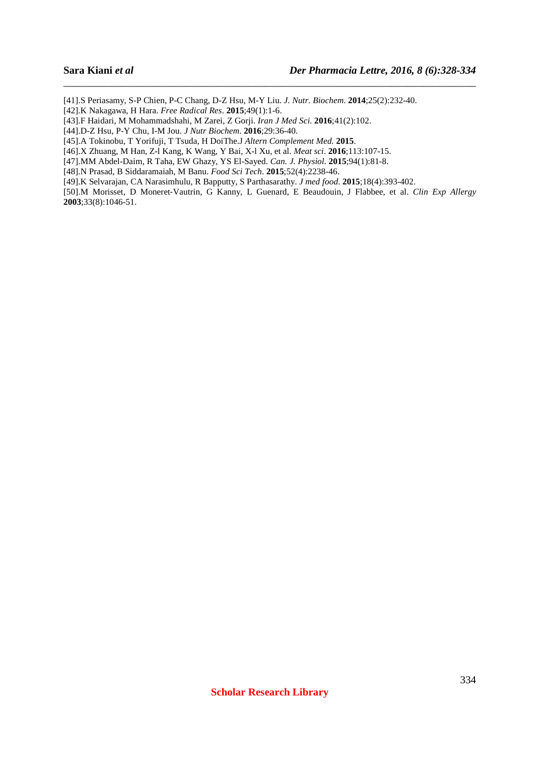[41].S Periasamy, S-P Chien, P-C Chang, D-Z Hsu, M-Y Liu. *J. Nutr. Biochem.* **2014**;25(2):232-40.

[42].K Nakagawa, H Hara. *Free Radical Res*. **2015**;49(1):1-6.

[43].F Haidari, M Mohammadshahi, M Zarei, Z Gorji. *Iran J Med Sci.* **2016**;41(2):102.

[44].D-Z Hsu, P-Y Chu, I-M Jou. *J Nutr Biochem*. **2016**;29:36-40.

[45].A Tokinobu, T Yorifuji, T Tsuda, H DoiThe.J *Altern Complement Med.* **2015**.

[46].X Zhuang, M Han, Z-l Kang, K Wang, Y Bai, X-l Xu, et al. *Meat sci*. **2016**;113:107-15.

[47].MM Abdel-Daim, R Taha, EW Ghazy, YS El-Sayed. *Can. J. Physiol*. **2015**;94(1):81-8.

[48].N Prasad, B Siddaramaiah, M Banu. *Food Sci Tech*. **2015**;52(4):2238-46.

[49].K Selvarajan, CA Narasimhulu, R Bapputty, S Parthasarathy. *J med food*. **2015**;18(4):393-402.

[50].M Morisset, D Moneret-Vautrin, G Kanny, L Guenard, E Beaudouin, J Flabbee, et al. *Clin Exp Allergy* **2003**;33(8):1046-51.